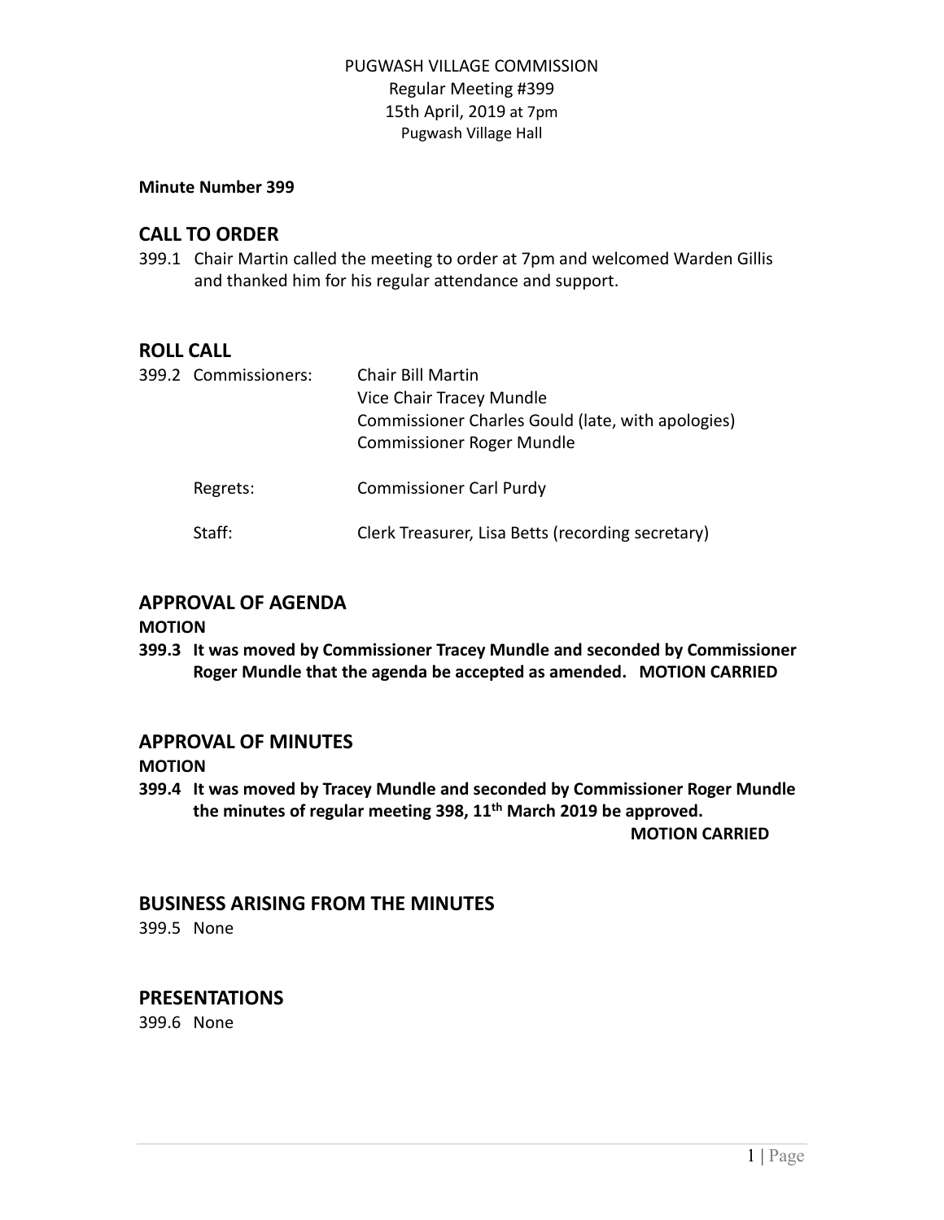PUGWASH VILLAGE COMMISSION
Regular Meeting #399
15th April, 2019 at 7pm
Pugwash Village Hall

**Minute Number 399**

## CALL TO ORDER

399.1 Chair Martin called the meeting to order at 7pm and welcomed Warden Gillis and thanked him for his regular attendance and support.

## ROLL CALL

399.2 Commissioners:
Chair Bill Martin
Vice Chair Tracey Mundle
Commissioner Charles Gould (late, with apologies)
Commissioner Roger Mundle

Regrets: Commissioner Carl Purdy

Staff: Clerk Treasurer, Lisa Betts (recording secretary)

## APPROVAL OF AGENDA

**MOTION**

**399.3 It was moved by Commissioner Tracey Mundle and seconded by Commissioner Roger Mundle that the agenda be accepted as amended. MOTION CARRIED**

## APPROVAL OF MINUTES

**MOTION**

**399.4 It was moved by Tracey Mundle and seconded by Commissioner Roger Mundle the minutes of regular meeting 398, 11th March 2019 be approved.**
**MOTION CARRIED**

## BUSINESS ARISING FROM THE MINUTES

399.5 None

## PRESENTATIONS

399.6 None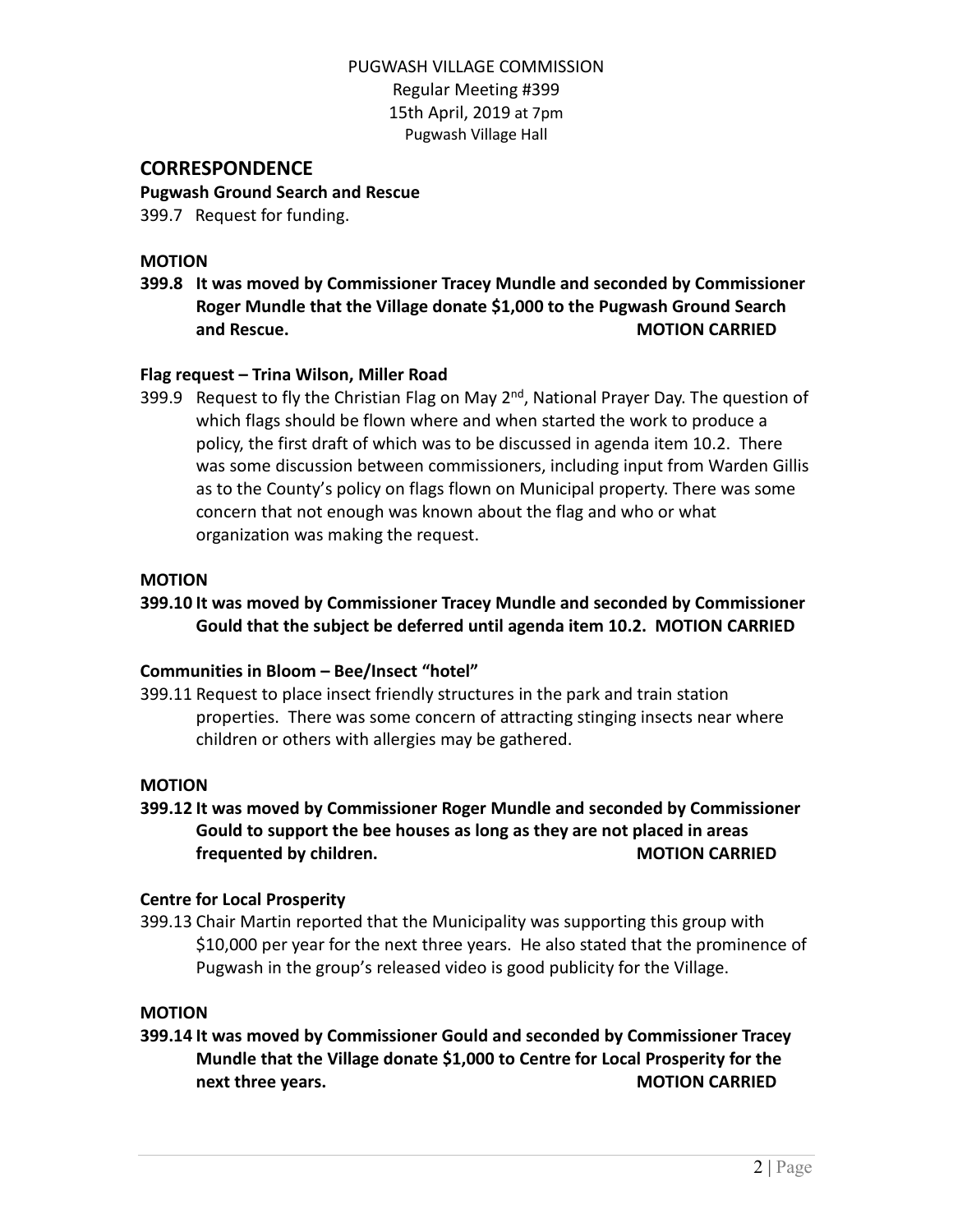PUGWASH VILLAGE COMMISSION
Regular Meeting #399
15th April, 2019 at 7pm
Pugwash Village Hall

## CORRESPONDENCE

**Pugwash Ground Search and Rescue**

399.7 Request for funding.

**MOTION**

**399.8 It was moved by Commissioner Tracey Mundle and seconded by Commissioner Roger Mundle that the Village donate $1,000 to the Pugwash Ground Search and Rescue. MOTION CARRIED**

**Flag request – Trina Wilson, Miller Road**

399.9 Request to fly the Christian Flag on May 2nd, National Prayer Day. The question of which flags should be flown where and when started the work to produce a policy, the first draft of which was to be discussed in agenda item 10.2. There was some discussion between commissioners, including input from Warden Gillis as to the County's policy on flags flown on Municipal property. There was some concern that not enough was known about the flag and who or what organization was making the request.

**MOTION**

**399.10 It was moved by Commissioner Tracey Mundle and seconded by Commissioner Gould that the subject be deferred until agenda item 10.2. MOTION CARRIED**

**Communities in Bloom – Bee/Insect "hotel"**

399.11 Request to place insect friendly structures in the park and train station properties. There was some concern of attracting stinging insects near where children or others with allergies may be gathered.

**MOTION**

**399.12 It was moved by Commissioner Roger Mundle and seconded by Commissioner Gould to support the bee houses as long as they are not placed in areas frequented by children. MOTION CARRIED**

**Centre for Local Prosperity**

399.13 Chair Martin reported that the Municipality was supporting this group with $10,000 per year for the next three years. He also stated that the prominence of Pugwash in the group's released video is good publicity for the Village.

**MOTION**

**399.14 It was moved by Commissioner Gould and seconded by Commissioner Tracey Mundle that the Village donate $1,000 to Centre for Local Prosperity for the next three years. MOTION CARRIED**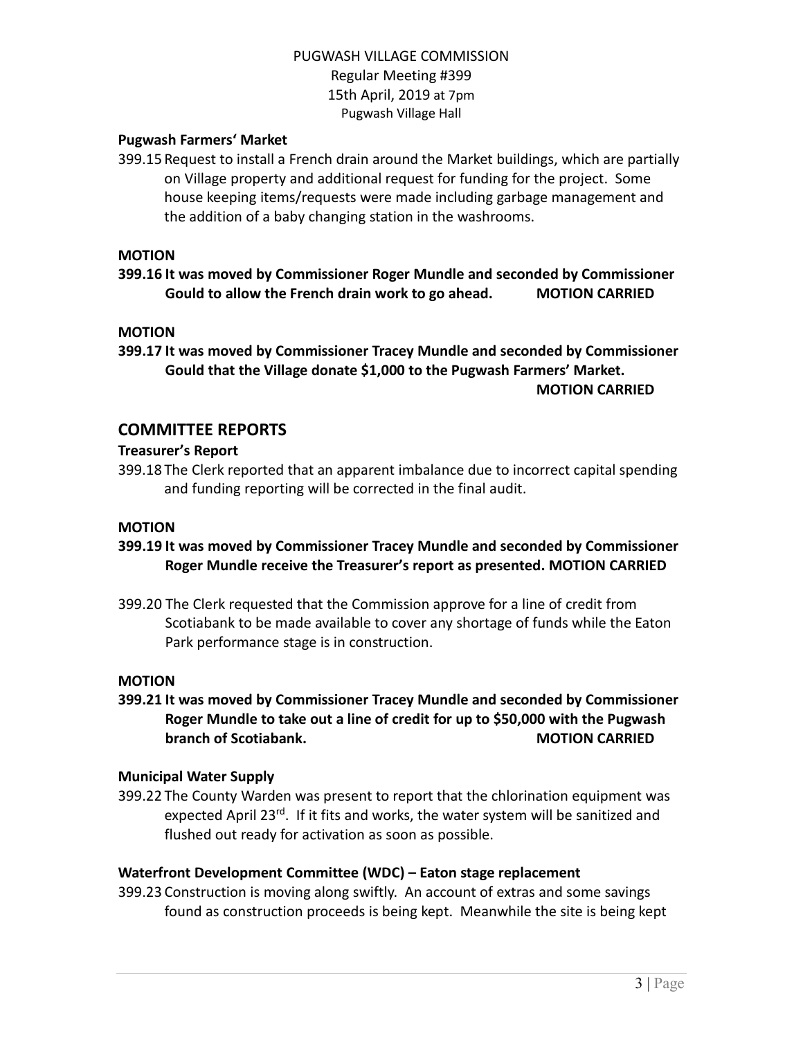PUGWASH VILLAGE COMMISSION
Regular Meeting #399
15th April, 2019 at 7pm
Pugwash Village Hall

**Pugwash Farmers' Market**

399.15 Request to install a French drain around the Market buildings, which are partially on Village property and additional request for funding for the project. Some house keeping items/requests were made including garbage management and the addition of a baby changing station in the washrooms.

**MOTION**

**399.16 It was moved by Commissioner Roger Mundle and seconded by Commissioner Gould to allow the French drain work to go ahead. MOTION CARRIED**

**MOTION**

**399.17 It was moved by Commissioner Tracey Mundle and seconded by Commissioner Gould that the Village donate $1,000 to the Pugwash Farmers' Market. MOTION CARRIED**

## COMMITTEE REPORTS

**Treasurer's Report**

399.18 The Clerk reported that an apparent imbalance due to incorrect capital spending and funding reporting will be corrected in the final audit.

**MOTION**

**399.19 It was moved by Commissioner Tracey Mundle and seconded by Commissioner Roger Mundle receive the Treasurer's report as presented. MOTION CARRIED**

399.20 The Clerk requested that the Commission approve for a line of credit from Scotiabank to be made available to cover any shortage of funds while the Eaton Park performance stage is in construction.

**MOTION**

**399.21 It was moved by Commissioner Tracey Mundle and seconded by Commissioner Roger Mundle to take out a line of credit for up to $50,000 with the Pugwash branch of Scotiabank. MOTION CARRIED**

**Municipal Water Supply**

399.22 The County Warden was present to report that the chlorination equipment was expected April 23rd. If it fits and works, the water system will be sanitized and flushed out ready for activation as soon as possible.

**Waterfront Development Committee (WDC) – Eaton stage replacement**

399.23 Construction is moving along swiftly. An account of extras and some savings found as construction proceeds is being kept. Meanwhile the site is being kept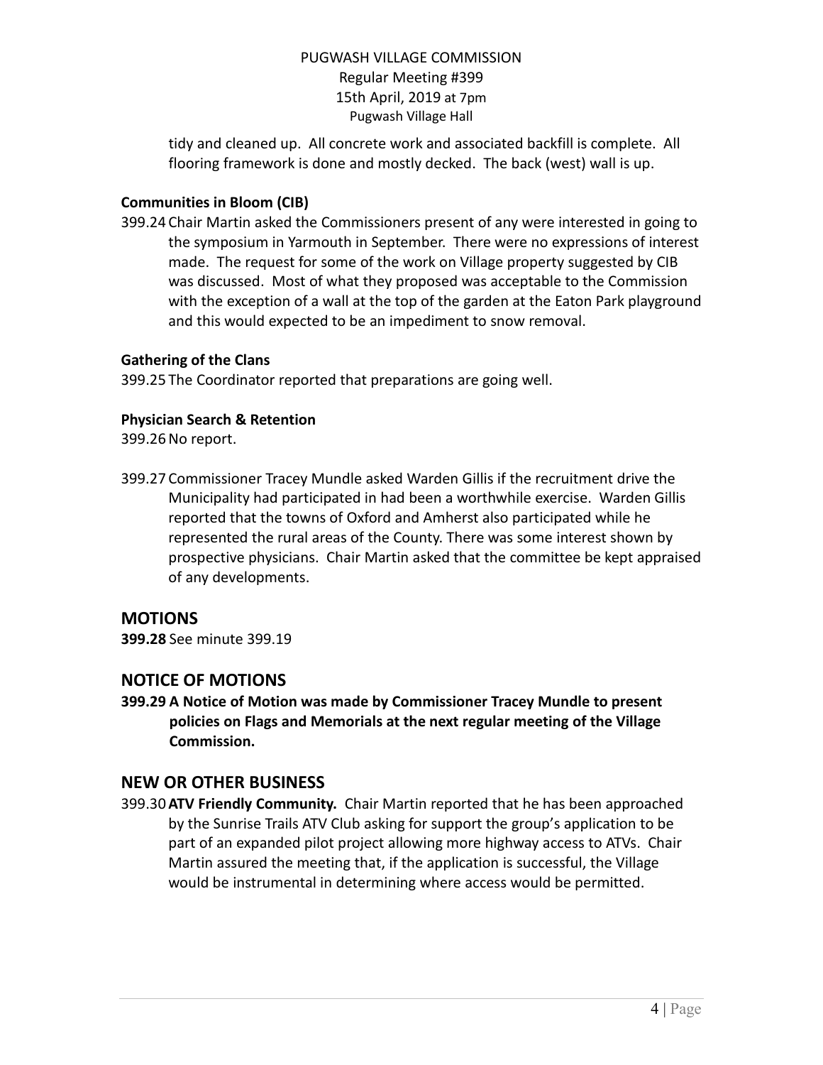tidy and cleaned up. All concrete work and associated backfill is complete. All flooring framework is done and mostly decked. The back (west) wall is up.

**Communities in Bloom (CIB)**

399.24 Chair Martin asked the Commissioners present of any were interested in going to the symposium in Yarmouth in September. There were no expressions of interest made. The request for some of the work on Village property suggested by CIB was discussed. Most of what they proposed was acceptable to the Commission with the exception of a wall at the top of the garden at the Eaton Park playground and this would expected to be an impediment to snow removal.

**Gathering of the Clans**

399.25 The Coordinator reported that preparations are going well.

**Physician Search & Retention**

399.26 No report.

399.27 Commissioner Tracey Mundle asked Warden Gillis if the recruitment drive the Municipality had participated in had been a worthwhile exercise. Warden Gillis reported that the towns of Oxford and Amherst also participated while he represented the rural areas of the County. There was some interest shown by prospective physicians. Chair Martin asked that the committee be kept appraised of any developments.

## MOTIONS

**399.28** See minute 399.19

## NOTICE OF MOTIONS

**399.29 A Notice of Motion was made by Commissioner Tracey Mundle to present policies on Flags and Memorials at the next regular meeting of the Village Commission.**

## NEW OR OTHER BUSINESS

399.30 **ATV Friendly Community.** Chair Martin reported that he has been approached by the Sunrise Trails ATV Club asking for support the group's application to be part of an expanded pilot project allowing more highway access to ATVs. Chair Martin assured the meeting that, if the application is successful, the Village would be instrumental in determining where access would be permitted.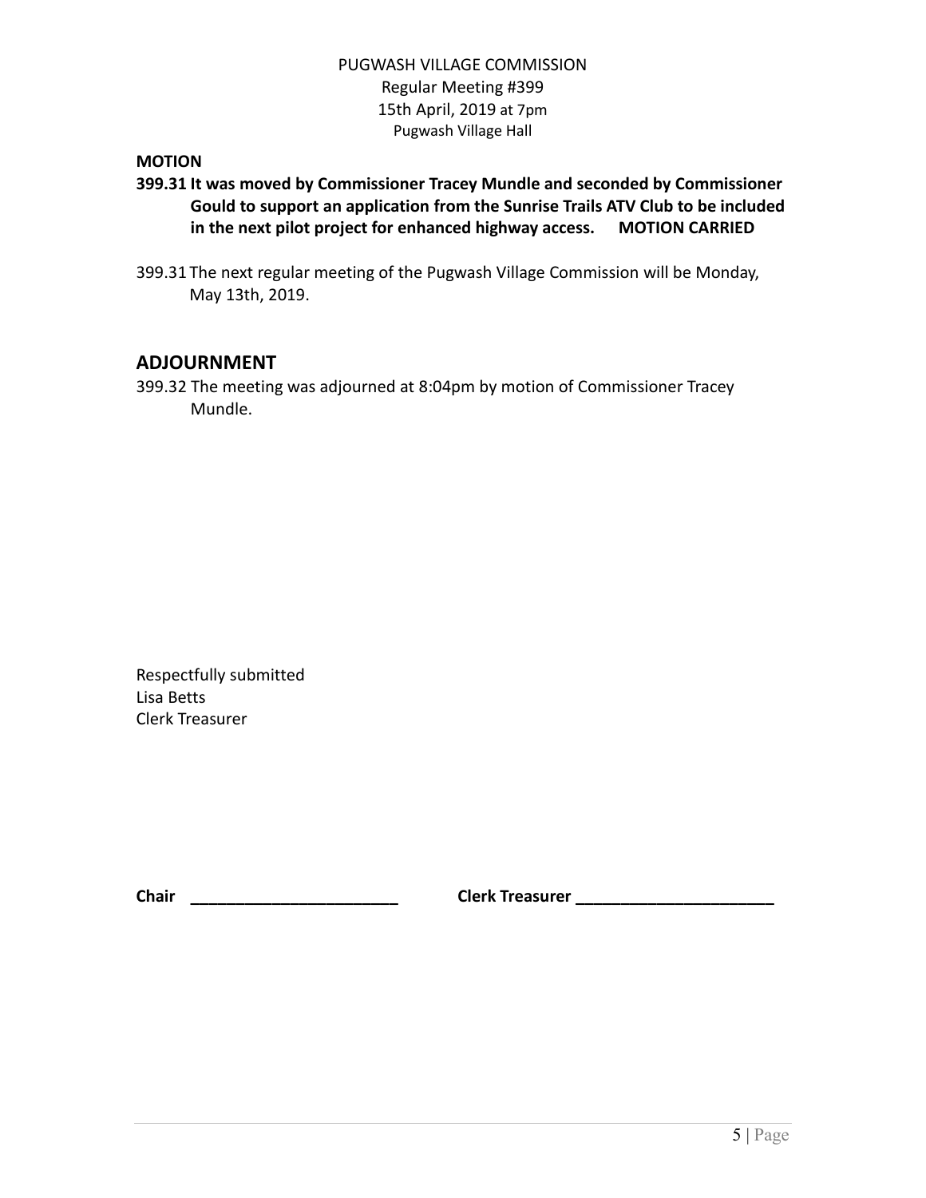PUGWASH VILLAGE COMMISSION
Regular Meeting #399
15th April, 2019 at 7pm
Pugwash Village Hall

**MOTION**

**399.31 It was moved by Commissioner Tracey Mundle and seconded by Commissioner Gould to support an application from the Sunrise Trails ATV Club to be included in the next pilot project for enhanced highway access. MOTION CARRIED**

399.31 The next regular meeting of the Pugwash Village Commission will be Monday, May 13th, 2019.

## ADJOURNMENT

399.32 The meeting was adjourned at 8:04pm by motion of Commissioner Tracey Mundle.

Respectfully submitted
Lisa Betts
Clerk Treasurer

**Chair \_\_\_\_\_\_\_\_\_\_\_\_\_\_\_\_\_\_\_\_\_\_\_\_** **Clerk Treasurer \_\_\_\_\_\_\_\_\_\_\_\_\_\_\_\_\_\_\_\_\_\_\_\_**